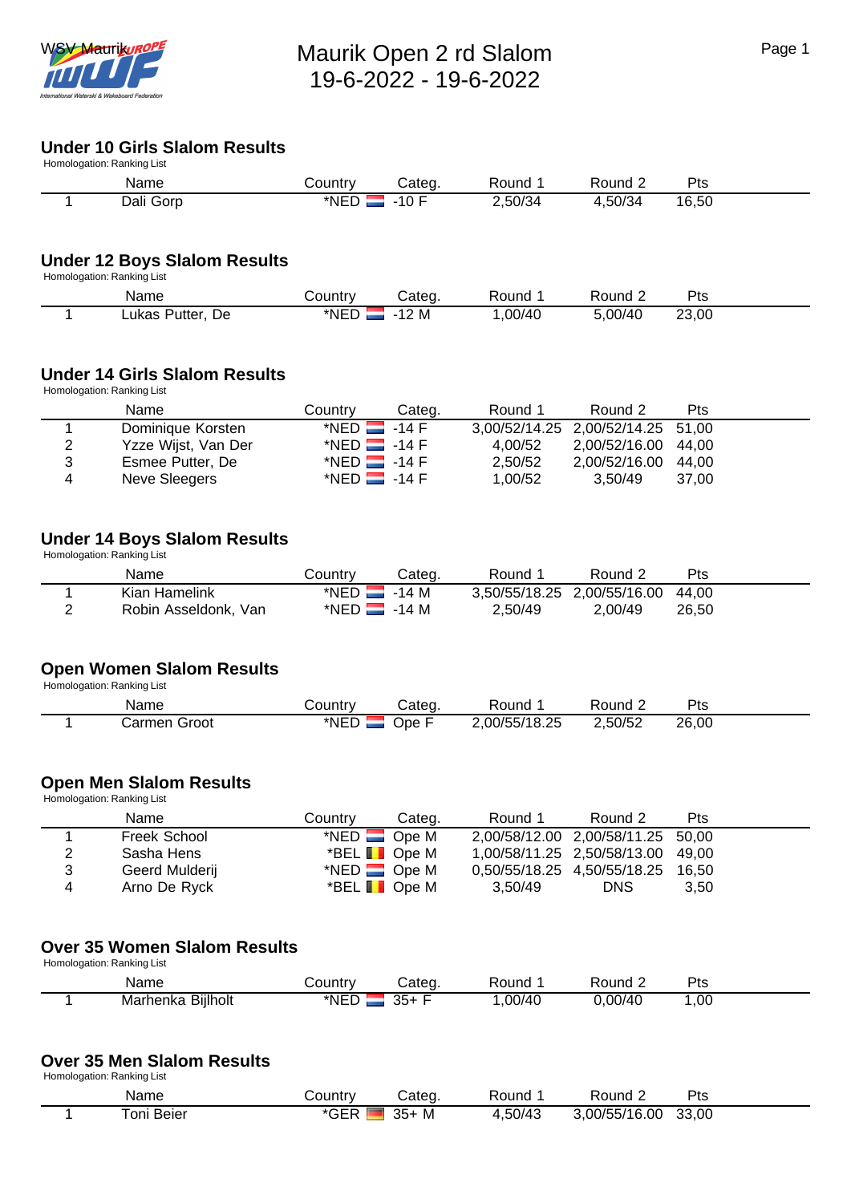# Maurik Open 2 rd Slalom
## 19-6-2022 - 19-6-2022

### Under 10 Girls Slalom Results
Homologation: Ranking List

| | Name | Country | Categ. | Round 1 | Round 2 | Pts |
|---|---|---|---|---|---|---|
| 1 | Dali Gorp | *NED | -10 F | 2,50/34 | 4,50/34 | 16,50 |

### Under 12 Boys Slalom Results
Homologation: Ranking List

| | Name | Country | Categ. | Round 1 | Round 2 | Pts |
|---|---|---|---|---|---|---|
| 1 | Lukas Putter, De | *NED | -12 M | 1,00/40 | 5,00/40 | 23,00 |

### Under 14 Girls Slalom Results
Homologation: Ranking List

| | Name | Country | Categ. | Round 1 | Round 2 | Pts |
|---|---|---|---|---|---|---|
| 1 | Dominique Korsten | *NED | -14 F | 3,00/52/14.25 | 2,00/52/14.25 | 51,00 |
| 2 | Yzze Wijst, Van Der | *NED | -14 F | 4,00/52 | 2,00/52/16.00 | 44,00 |
| 3 | Esmee Putter, De | *NED | -14 F | 2,50/52 | 2,00/52/16.00 | 44,00 |
| 4 | Neve Sleegers | *NED | -14 F | 1,00/52 | 3,50/49 | 37,00 |

### Under 14 Boys Slalom Results
Homologation: Ranking List

| | Name | Country | Categ. | Round 1 | Round 2 | Pts |
|---|---|---|---|---|---|---|
| 1 | Kian Hamelink | *NED | -14 M | 3,50/55/18.25 | 2,00/55/16.00 | 44,00 |
| 2 | Robin Asseldonk, Van | *NED | -14 M | 2,50/49 | 2,00/49 | 26,50 |

### Open Women Slalom Results
Homologation: Ranking List

| | Name | Country | Categ. | Round 1 | Round 2 | Pts |
|---|---|---|---|---|---|---|
| 1 | Carmen Groot | *NED | Ope F | 2,00/55/18.25 | 2,50/52 | 26,00 |

### Open Men Slalom Results
Homologation: Ranking List

| | Name | Country | Categ. | Round 1 | Round 2 | Pts |
|---|---|---|---|---|---|---|
| 1 | Freek School | *NED | Ope M | 2,00/58/12.00 | 2,00/58/11.25 | 50,00 |
| 2 | Sasha Hens | *BEL | Ope M | 1,00/58/11.25 | 2,50/58/13.00 | 49,00 |
| 3 | Geerd Mulderij | *NED | Ope M | 0,50/55/18.25 | 4,50/55/18.25 | 16,50 |
| 4 | Arno De Ryck | *BEL | Ope M | 3,50/49 | DNS | 3,50 |

### Over 35 Women Slalom Results
Homologation: Ranking List

| | Name | Country | Categ. | Round 1 | Round 2 | Pts |
|---|---|---|---|---|---|---|
| 1 | Marhenka Bijlholt | *NED | 35+ F | 1,00/40 | 0,00/40 | 1,00 |

### Over 35 Men Slalom Results
Homologation: Ranking List

| | Name | Country | Categ. | Round 1 | Round 2 | Pts |
|---|---|---|---|---|---|---|
| 1 | Toni Beier | *GER | 35+ M | 4,50/43 | 3,00/55/16.00 | 33,00 |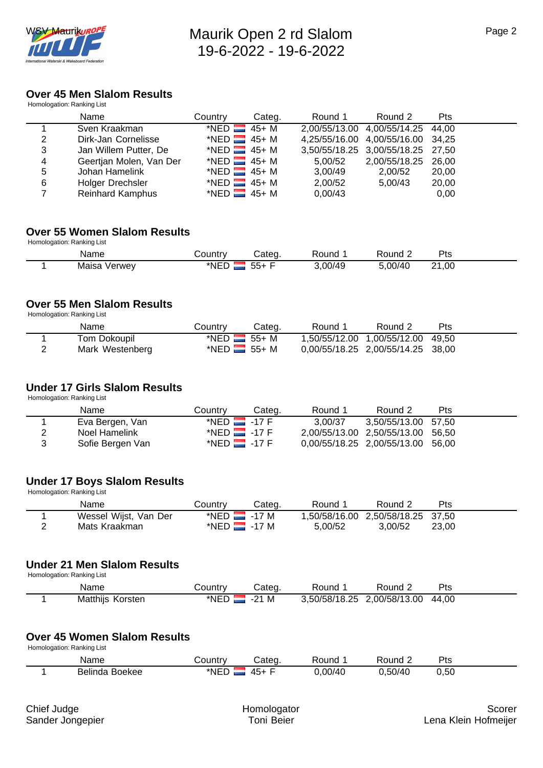# Maurik Open 2 rd Slalom
# 19-6-2022 - 19-6-2022

## Over 45 Men Slalom Results

Homologation: Ranking List

| | Name | Country | Categ. | Round 1 | Round 2 | Pts |
|---|---|---|---|---|---|---|
| 1 | Sven Kraakman | *NED | 45+ M | 2,00/55/13.00 | 4,00/55/14.25 | 44,00 |
| 2 | Dirk-Jan Cornelisse | *NED | 45+ M | 4,25/55/16.00 | 4,00/55/16.00 | 34,25 |
| 3 | Jan Willem Putter, De | *NED | 45+ M | 3,50/55/18.25 | 3,00/55/18.25 | 27,50 |
| 4 | Geertjan Molen, Van Der | *NED | 45+ M | 5,00/52 | 2,00/55/18.25 | 26,00 |
| 5 | Johan Hamelink | *NED | 45+ M | 3,00/49 | 2,00/52 | 20,00 |
| 6 | Holger Drechsler | *NED | 45+ M | 2,00/52 | 5,00/43 | 20,00 |
| 7 | Reinhard Kamphus | *NED | 45+ M | 0,00/43 | | 0,00 |

## Over 55 Women Slalom Results

Homologation: Ranking List

| | Name | Country | Categ. | Round 1 | Round 2 | Pts |
|---|---|---|---|---|---|---|
| 1 | Maisa Verwey | *NED | 55+ F | 3,00/49 | 5,00/40 | 21,00 |

## Over 55 Men Slalom Results

Homologation: Ranking List

| | Name | Country | Categ. | Round 1 | Round 2 | Pts |
|---|---|---|---|---|---|---|
| 1 | Tom Dokoupil | *NED | 55+ M | 1,50/55/12.00 | 1,00/55/12.00 | 49,50 |
| 2 | Mark Westenberg | *NED | 55+ M | 0,00/55/18.25 | 2,00/55/14.25 | 38,00 |

## Under 17 Girls Slalom Results

Homologation: Ranking List

| | Name | Country | Categ. | Round 1 | Round 2 | Pts |
|---|---|---|---|---|---|---|
| 1 | Eva Bergen, Van | *NED | -17 F | 3,00/37 | 3,50/55/13.00 | 57,50 |
| 2 | Noel Hamelink | *NED | -17 F | 2,00/55/13.00 | 2,50/55/13.00 | 56,50 |
| 3 | Sofie Bergen Van | *NED | -17 F | 0,00/55/18.25 | 2,00/55/13.00 | 56,00 |

## Under 17 Boys Slalom Results

Homologation: Ranking List

| | Name | Country | Categ. | Round 1 | Round 2 | Pts |
|---|---|---|---|---|---|---|
| 1 | Wessel Wijst, Van Der | *NED | -17 M | 1,50/58/16.00 | 2,50/58/18.25 | 37,50 |
| 2 | Mats Kraakman | *NED | -17 M | 5,00/52 | 3,00/52 | 23,00 |

## Under 21 Men Slalom Results

Homologation: Ranking List

| | Name | Country | Categ. | Round 1 | Round 2 | Pts |
|---|---|---|---|---|---|---|
| 1 | Matthijs Korsten | *NED | -21 M | 3,50/58/18.25 | 2,00/58/13.00 | 44,00 |

## Over 45 Women Slalom Results

Homologation: Ranking List

| | Name | Country | Categ. | Round 1 | Round 2 | Pts |
|---|---|---|---|---|---|---|
| 1 | Belinda Boekee | *NED | 45+ F | 0,00/40 | 0,50/40 | 0,50 |

Chief Judge
Sander Jongepier

Homologator
Toni Beier

Scorer
Lena Klein Hofmeijer